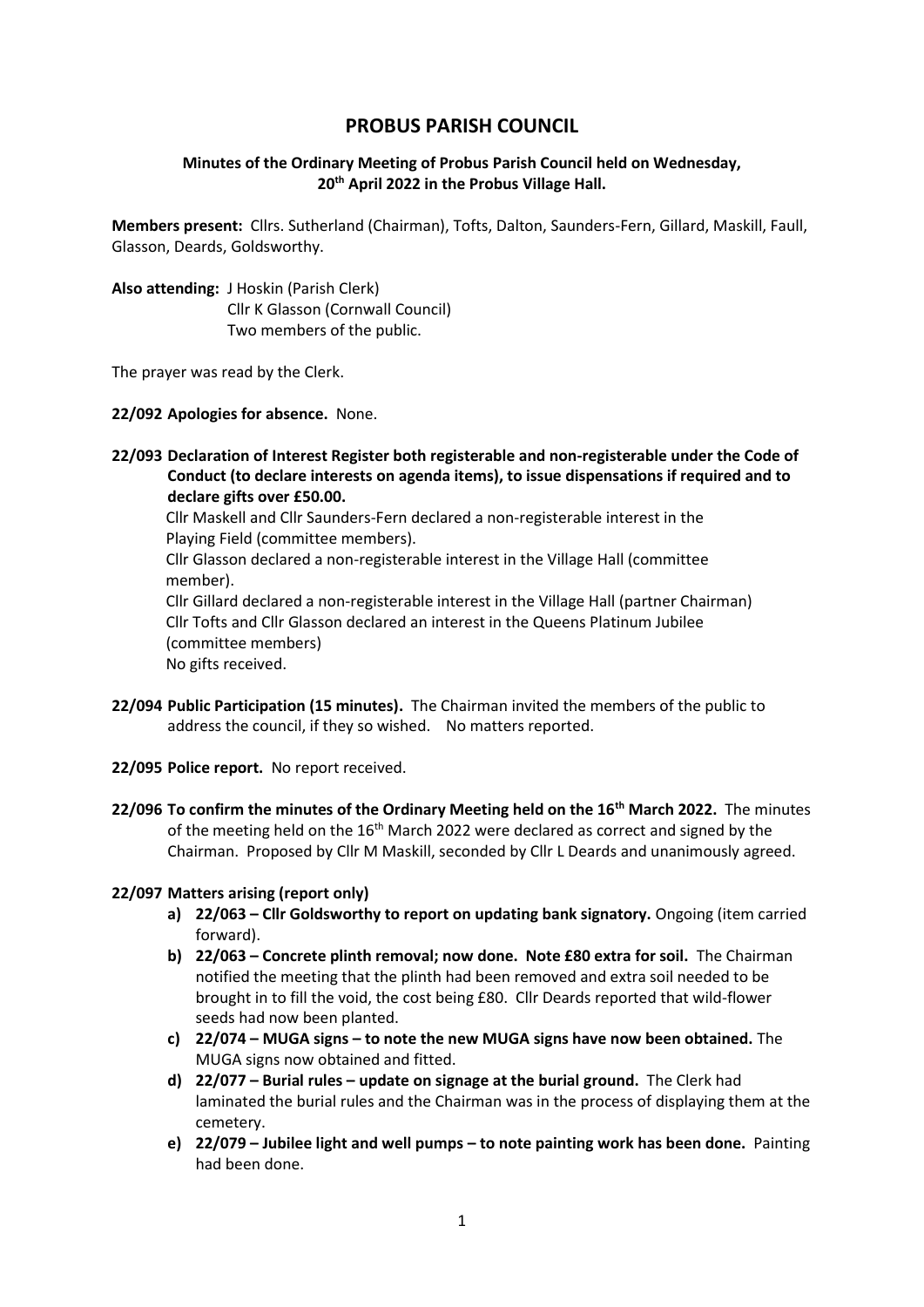# PROBUS PARISH COUNCIL

**Minutes of the Ordinary Meeting of Probus Parish Council held on Wednesday, 20th April 2022 in the Probus Village Hall.**

**Members present:** Cllrs. Sutherland (Chairman), Tofts, Dalton, Saunders-Fern, Gillard, Maskill, Faull, Glasson, Deards, Goldsworthy.

**Also attending:** J Hoskin (Parish Clerk)
Cllr K Glasson (Cornwall Council)
Two members of the public.

The prayer was read by the Clerk.

**22/092 Apologies for absence.** None.

**22/093 Declaration of Interest Register both registerable and non-registerable under the Code of Conduct (to declare interests on agenda items), to issue dispensations if required and to declare gifts over £50.00.**
Cllr Maskell and Cllr Saunders-Fern declared a non-registerable interest in the Playing Field (committee members).
Cllr Glasson declared a non-registerable interest in the Village Hall (committee member).
Cllr Gillard declared a non-registerable interest in the Village Hall (partner Chairman)
Cllr Tofts and Cllr Glasson declared an interest in the Queens Platinum Jubilee (committee members)
No gifts received.

**22/094 Public Participation (15 minutes).** The Chairman invited the members of the public to address the council, if they so wished. No matters reported.

**22/095 Police report.** No report received.

**22/096 To confirm the minutes of the Ordinary Meeting held on the 16th March 2022.** The minutes of the meeting held on the 16th March 2022 were declared as correct and signed by the Chairman. Proposed by Cllr M Maskill, seconded by Cllr L Deards and unanimously agreed.

**22/097 Matters arising (report only)**

a) **22/063 – Cllr Goldsworthy to report on updating bank signatory.** Ongoing (item carried forward).
b) **22/063 – Concrete plinth removal; now done. Note £80 extra for soil.** The Chairman notified the meeting that the plinth had been removed and extra soil needed to be brought in to fill the void, the cost being £80. Cllr Deards reported that wild-flower seeds had now been planted.
c) **22/074 – MUGA signs – to note the new MUGA signs have now been obtained.** The MUGA signs now obtained and fitted.
d) **22/077 – Burial rules – update on signage at the burial ground.** The Clerk had laminated the burial rules and the Chairman was in the process of displaying them at the cemetery.
e) **22/079 – Jubilee light and well pumps – to note painting work has been done.** Painting had been done.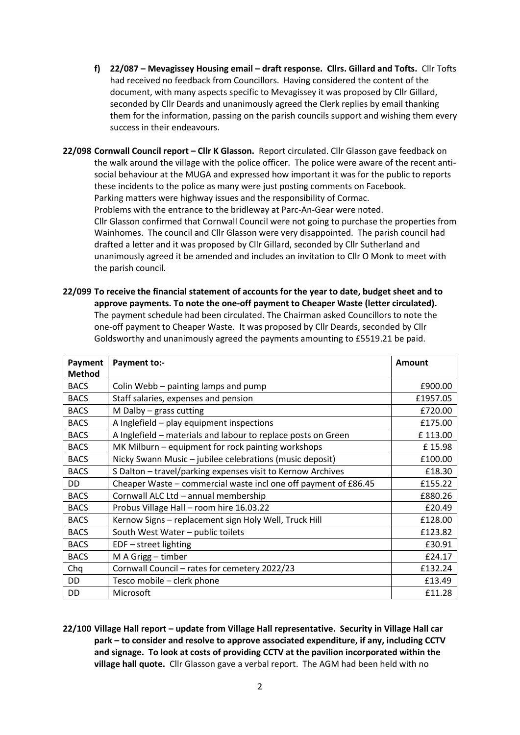f) **22/087 – Mevagissey Housing email – draft response. Cllrs. Gillard and Tofts.** Cllr Tofts had received no feedback from Councillors. Having considered the content of the document, with many aspects specific to Mevagissey it was proposed by Cllr Gillard, seconded by Cllr Deards and unanimously agreed the Clerk replies by email thanking them for the information, passing on the parish councils support and wishing them every success in their endeavours.

**22/098 Cornwall Council report – Cllr K Glasson.** Report circulated. Cllr Glasson gave feedback on the walk around the village with the police officer. The police were aware of the recent anti-social behaviour at the MUGA and expressed how important it was for the public to reports these incidents to the police as many were just posting comments on Facebook.
Parking matters were highway issues and the responsibility of Cormac.
Problems with the entrance to the bridleway at Parc-An-Gear were noted.
Cllr Glasson confirmed that Cornwall Council were not going to purchase the properties from Wainhomes. The council and Cllr Glasson were very disappointed. The parish council had drafted a letter and it was proposed by Cllr Gillard, seconded by Cllr Sutherland and unanimously agreed it be amended and includes an invitation to Cllr O Monk to meet with the parish council.

**22/099 To receive the financial statement of accounts for the year to date, budget sheet and to approve payments. To note the one-off payment to Cheaper Waste (letter circulated).** The payment schedule had been circulated. The Chairman asked Councillors to note the one-off payment to Cheaper Waste. It was proposed by Cllr Deards, seconded by Cllr Goldsworthy and unanimously agreed the payments amounting to £5519.21 be paid.

| Payment Method | Payment to:- | Amount |
|---|---|---|
| BACS | Colin Webb – painting lamps and pump | £900.00 |
| BACS | Staff salaries, expenses and pension | £1957.05 |
| BACS | M Dalby – grass cutting | £720.00 |
| BACS | A Inglefield – play equipment inspections | £175.00 |
| BACS | A Inglefield – materials and labour to replace posts on Green | £ 113.00 |
| BACS | MK Milburn – equipment for rock painting workshops | £ 15.98 |
| BACS | Nicky Swann Music – jubilee celebrations (music deposit) | £100.00 |
| BACS | S Dalton – travel/parking expenses visit to Kernow Archives | £18.30 |
| DD | Cheaper Waste – commercial waste incl one off payment of £86.45 | £155.22 |
| BACS | Cornwall ALC Ltd – annual membership | £880.26 |
| BACS | Probus Village Hall – room hire 16.03.22 | £20.49 |
| BACS | Kernow Signs – replacement sign Holy Well, Truck Hill | £128.00 |
| BACS | South West Water – public toilets | £123.82 |
| BACS | EDF – street lighting | £30.91 |
| BACS | M A Grigg – timber | £24.17 |
| Chq | Cornwall Council – rates for cemetery 2022/23 | £132.24 |
| DD | Tesco mobile – clerk phone | £13.49 |
| DD | Microsoft | £11.28 |

**22/100 Village Hall report – update from Village Hall representative. Security in Village Hall car park – to consider and resolve to approve associated expenditure, if any, including CCTV and signage. To look at costs of providing CCTV at the pavilion incorporated within the village hall quote.** Cllr Glasson gave a verbal report. The AGM had been held with no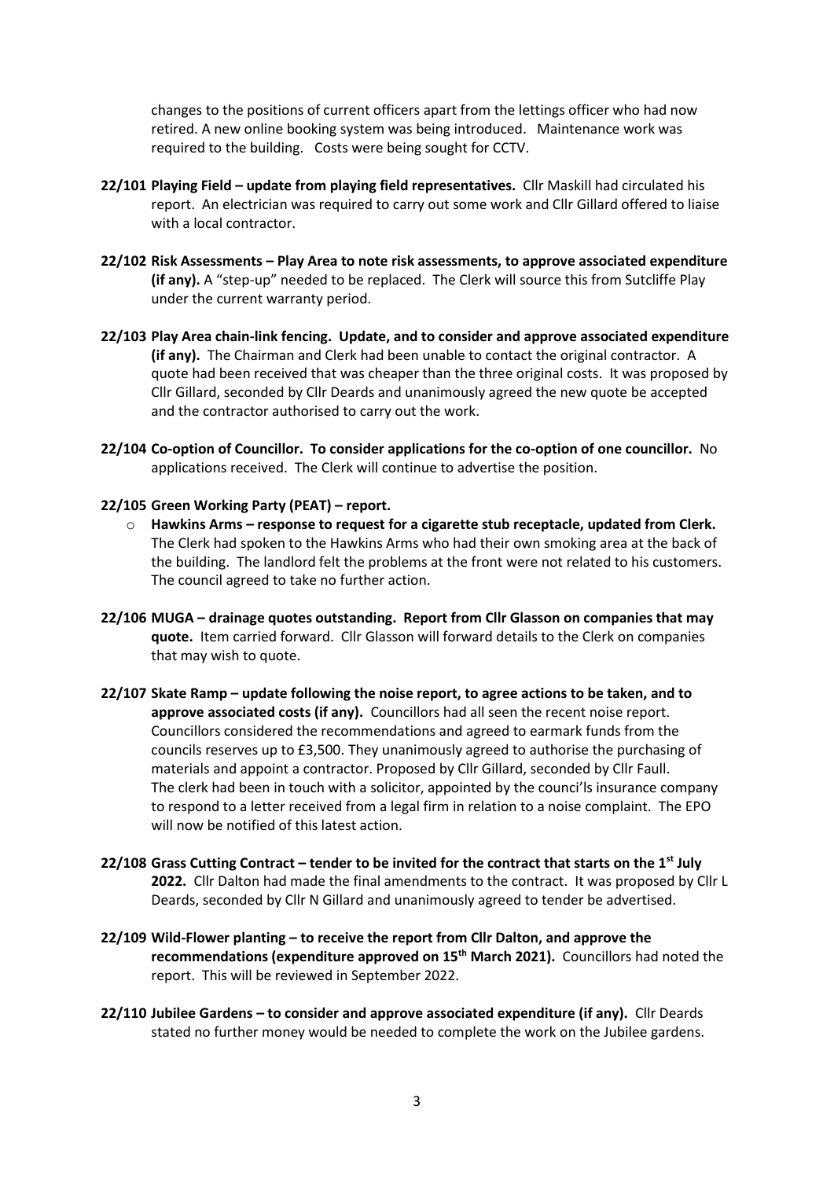changes to the positions of current officers apart from the lettings officer who had now retired. A new online booking system was being introduced. Maintenance work was required to the building. Costs were being sought for CCTV.

**22/101 Playing Field – update from playing field representatives.** Cllr Maskill had circulated his report. An electrician was required to carry out some work and Cllr Gillard offered to liaise with a local contractor.

**22/102 Risk Assessments – Play Area to note risk assessments, to approve associated expenditure (if any).** A "step-up" needed to be replaced. The Clerk will source this from Sutcliffe Play under the current warranty period.

**22/103 Play Area chain-link fencing. Update, and to consider and approve associated expenditure (if any).** The Chairman and Clerk had been unable to contact the original contractor. A quote had been received that was cheaper than the three original costs. It was proposed by Cllr Gillard, seconded by Cllr Deards and unanimously agreed the new quote be accepted and the contractor authorised to carry out the work.

**22/104 Co-option of Councillor. To consider applications for the co-option of one councillor.** No applications received. The Clerk will continue to advertise the position.

**22/105 Green Working Party (PEAT) – report.**

- **Hawkins Arms – response to request for a cigarette stub receptacle, updated from Clerk.** The Clerk had spoken to the Hawkins Arms who had their own smoking area at the back of the building. The landlord felt the problems at the front were not related to his customers. The council agreed to take no further action.

**22/106 MUGA – drainage quotes outstanding. Report from Cllr Glasson on companies that may quote.** Item carried forward. Cllr Glasson will forward details to the Clerk on companies that may wish to quote.

**22/107 Skate Ramp – update following the noise report, to agree actions to be taken, and to approve associated costs (if any).** Councillors had all seen the recent noise report. Councillors considered the recommendations and agreed to earmark funds from the councils reserves up to £3,500. They unanimously agreed to authorise the purchasing of materials and appoint a contractor. Proposed by Cllr Gillard, seconded by Cllr Faull. The clerk had been in touch with a solicitor, appointed by the counci'ls insurance company to respond to a letter received from a legal firm in relation to a noise complaint. The EPO will now be notified of this latest action.

**22/108 Grass Cutting Contract – tender to be invited for the contract that starts on the 1st July 2022.** Cllr Dalton had made the final amendments to the contract. It was proposed by Cllr L Deards, seconded by Cllr N Gillard and unanimously agreed to tender be advertised.

**22/109 Wild-Flower planting – to receive the report from Cllr Dalton, and approve the recommendations (expenditure approved on 15th March 2021).** Councillors had noted the report. This will be reviewed in September 2022.

**22/110 Jubilee Gardens – to consider and approve associated expenditure (if any).** Cllr Deards stated no further money would be needed to complete the work on the Jubilee gardens.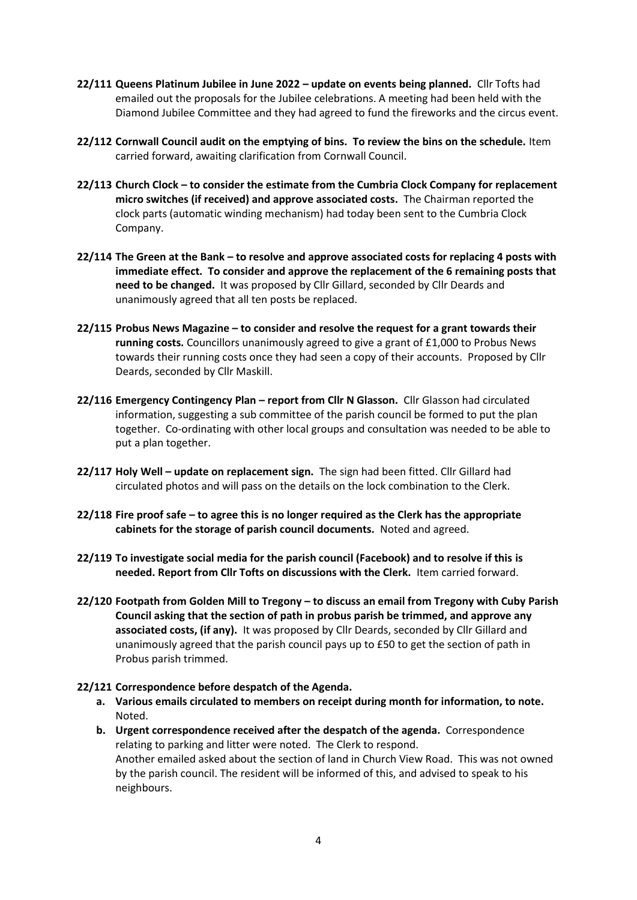**22/111 Queens Platinum Jubilee in June 2022 – update on events being planned.** Cllr Tofts had emailed out the proposals for the Jubilee celebrations. A meeting had been held with the Diamond Jubilee Committee and they had agreed to fund the fireworks and the circus event.

**22/112 Cornwall Council audit on the emptying of bins. To review the bins on the schedule.** Item carried forward, awaiting clarification from Cornwall Council.

**22/113 Church Clock – to consider the estimate from the Cumbria Clock Company for replacement micro switches (if received) and approve associated costs.** The Chairman reported the clock parts (automatic winding mechanism) had today been sent to the Cumbria Clock Company.

**22/114 The Green at the Bank – to resolve and approve associated costs for replacing 4 posts with immediate effect. To consider and approve the replacement of the 6 remaining posts that need to be changed.** It was proposed by Cllr Gillard, seconded by Cllr Deards and unanimously agreed that all ten posts be replaced.

**22/115 Probus News Magazine – to consider and resolve the request for a grant towards their running costs.** Councillors unanimously agreed to give a grant of £1,000 to Probus News towards their running costs once they had seen a copy of their accounts. Proposed by Cllr Deards, seconded by Cllr Maskill.

**22/116 Emergency Contingency Plan – report from Cllr N Glasson.** Cllr Glasson had circulated information, suggesting a sub committee of the parish council be formed to put the plan together. Co-ordinating with other local groups and consultation was needed to be able to put a plan together.

**22/117 Holy Well – update on replacement sign.** The sign had been fitted. Cllr Gillard had circulated photos and will pass on the details on the lock combination to the Clerk.

**22/118 Fire proof safe – to agree this is no longer required as the Clerk has the appropriate cabinets for the storage of parish council documents.** Noted and agreed.

**22/119 To investigate social media for the parish council (Facebook) and to resolve if this is needed. Report from Cllr Tofts on discussions with the Clerk.** Item carried forward.

**22/120 Footpath from Golden Mill to Tregony – to discuss an email from Tregony with Cuby Parish Council asking that the section of path in probus parish be trimmed, and approve any associated costs, (if any).** It was proposed by Cllr Deards, seconded by Cllr Gillard and unanimously agreed that the parish council pays up to £50 to get the section of path in Probus parish trimmed.

**22/121 Correspondence before despatch of the Agenda.**

a. **Various emails circulated to members on receipt during month for information, to note.** Noted.

b. **Urgent correspondence received after the despatch of the agenda.** Correspondence relating to parking and litter were noted. The Clerk to respond.
Another emailed asked about the section of land in Church View Road. This was not owned by the parish council. The resident will be informed of this, and advised to speak to his neighbours.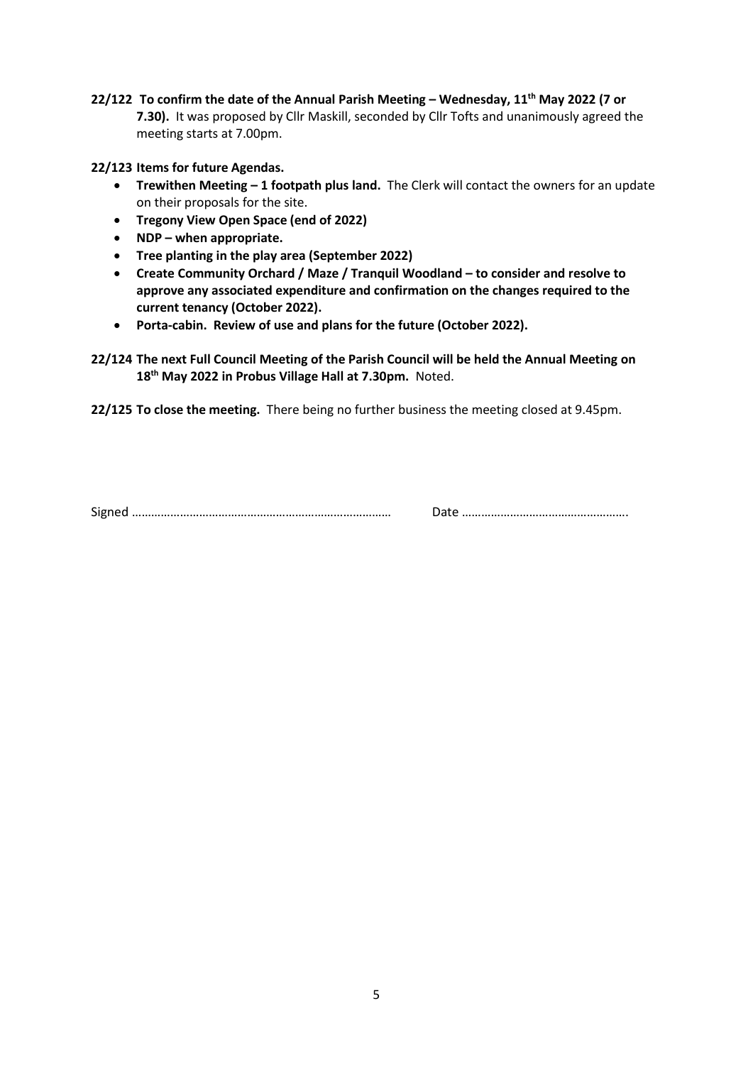**22/122 To confirm the date of the Annual Parish Meeting – Wednesday, 11th May 2022 (7 or 7.30).** It was proposed by Cllr Maskill, seconded by Cllr Tofts and unanimously agreed the meeting starts at 7.00pm.

**22/123 Items for future Agendas.**

- **Trewithen Meeting – 1 footpath plus land.** The Clerk will contact the owners for an update on their proposals for the site.
- **Tregony View Open Space (end of 2022)**
- **NDP – when appropriate.**
- **Tree planting in the play area (September 2022)**
- **Create Community Orchard / Maze / Tranquil Woodland – to consider and resolve to approve any associated expenditure and confirmation on the changes required to the current tenancy (October 2022).**
- **Porta-cabin. Review of use and plans for the future (October 2022).**

**22/124 The next Full Council Meeting of the Parish Council will be held the Annual Meeting on 18th May 2022 in Probus Village Hall at 7.30pm.** Noted.

**22/125 To close the meeting.** There being no further business the meeting closed at 9.45pm.

Signed ……………………………………………………………………… Date ……………………………………………